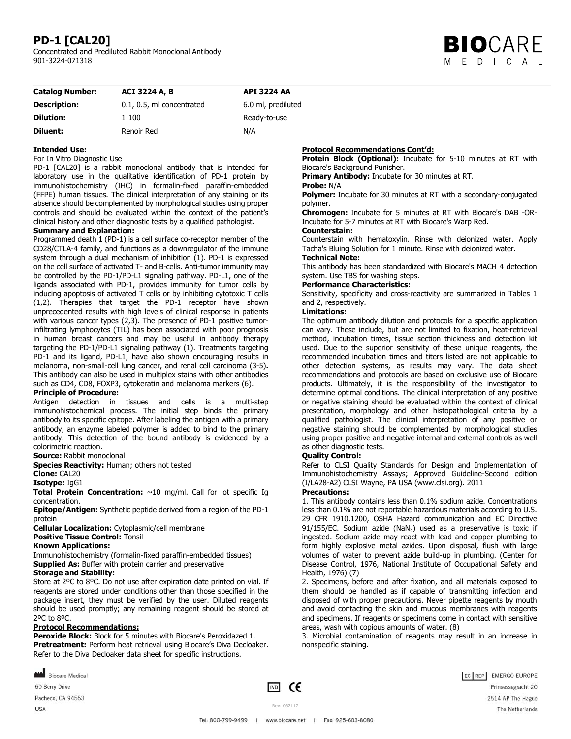# PD-1 [CAL20]

Concentrated and Prediluted Rabbit Monoclonal Antibody
901-3224-071318

| Catalog Number: | ACI 3224 A, B | API 3224 AA |
|---|---|---|
| **Description:** | 0.1, 0.5, ml concentrated | 6.0 ml, prediluted |
| **Dilution:** | 1:100 | Ready-to-use |
| **Diluent:** | Renoir Red | N/A |

**Intended Use:**
For In Vitro Diagnostic Use
PD-1 [CAL20] is a rabbit monoclonal antibody that is intended for laboratory use in the qualitative identification of PD-1 protein by immunohistochemistry (IHC) in formalin-fixed paraffin-embedded (FFPE) human tissues. The clinical interpretation of any staining or its absence should be complemented by morphological studies using proper controls and should be evaluated within the context of the patient's clinical history and other diagnostic tests by a qualified pathologist.

**Summary and Explanation:**
Programmed death 1 (PD-1) is a cell surface co-receptor member of the CD28/CTLA-4 family, and functions as a downregulator of the immune system through a dual mechanism of inhibition (1). PD-1 is expressed on the cell surface of activated T- and B-cells. Anti-tumor immunity may be controlled by the PD-1/PD-L1 signaling pathway. PD-L1, one of the ligands associated with PD-1, provides immunity for tumor cells by inducing apoptosis of activated T cells or by inhibiting cytotoxic T cells (1,2). Therapies that target the PD-1 receptor have shown unprecedented results with high levels of clinical response in patients with various cancer types (2,3). The presence of PD-1 positive tumor-infiltrating lymphocytes (TIL) has been associated with poor prognosis in human breast cancers and may be useful in antibody therapy targeting the PD-1/PD-L1 signaling pathway (1). Treatments targeting PD-1 and its ligand, PD-L1, have also shown encouraging results in melanoma, non-small-cell lung cancer, and renal cell carcinoma (3-5)**.** This antibody can also be used in multiplex stains with other antibodies such as CD4, CD8, FOXP3, cytokeratin and melanoma markers (6).

**Principle of Procedure:**
Antigen detection in tissues and cells is a multi-step immunohistochemical process. The initial step binds the primary antibody to its specific epitope. After labeling the antigen with a primary antibody, an enzyme labeled polymer is added to bind to the primary antibody. This detection of the bound antibody is evidenced by a colorimetric reaction.

**Source:** Rabbit monoclonal
**Species Reactivity:** Human; others not tested
**Clone:** CAL20
**Isotype:** IgG1
**Total Protein Concentration:** ~10 mg/ml. Call for lot specific Ig concentration.
**Epitope/Antigen:** Synthetic peptide derived from a region of the PD-1 protein
**Cellular Localization:** Cytoplasmic/cell membrane
**Positive Tissue Control:** Tonsil

**Known Applications:**
Immunohistochemistry (formalin-fixed paraffin-embedded tissues)
**Supplied As:** Buffer with protein carrier and preservative

**Storage and Stability:**
Store at 2ºC to 8ºC. Do not use after expiration date printed on vial. If reagents are stored under conditions other than those specified in the package insert, they must be verified by the user. Diluted reagents should be used promptly; any remaining reagent should be stored at 2ºC to 8ºC.

**Protocol Recommendations:**
**Peroxide Block:** Block for 5 minutes with Biocare's Peroxidazed 1.
**Pretreatment:** Perform heat retrieval using Biocare's Diva Decloaker. Refer to the Diva Decloaker data sheet for specific instructions.

**Protocol Recommendations Cont'd:**
**Protein Block (Optional):** Incubate for 5-10 minutes at RT with Biocare's Background Punisher.
**Primary Antibody:** Incubate for 30 minutes at RT.
**Probe:** N/A
**Polymer:** Incubate for 30 minutes at RT with a secondary-conjugated polymer.
**Chromogen:** Incubate for 5 minutes at RT with Biocare's DAB -OR- Incubate for 5-7 minutes at RT with Biocare's Warp Red.
**Counterstain:**
Counterstain with hematoxylin. Rinse with deionized water. Apply Tacha's Bluing Solution for 1 minute. Rinse with deionized water.

**Technical Note:**
This antibody has been standardized with Biocare's MACH 4 detection system. Use TBS for washing steps.

**Performance Characteristics:**
Sensitivity, specificity and cross-reactivity are summarized in Tables 1 and 2, respectively.

**Limitations:**
The optimum antibody dilution and protocols for a specific application can vary. These include, but are not limited to fixation, heat-retrieval method, incubation times, tissue section thickness and detection kit used. Due to the superior sensitivity of these unique reagents, the recommended incubation times and titers listed are not applicable to other detection systems, as results may vary. The data sheet recommendations and protocols are based on exclusive use of Biocare products. Ultimately, it is the responsibility of the investigator to determine optimal conditions. The clinical interpretation of any positive or negative staining should be evaluated within the context of clinical presentation, morphology and other histopathological criteria by a qualified pathologist. The clinical interpretation of any positive or negative staining should be complemented by morphological studies using proper positive and negative internal and external controls as well as other diagnostic tests.

**Quality Control:**
Refer to CLSI Quality Standards for Design and Implementation of Immunohistochemistry Assays; Approved Guideline-Second edition (I/LA28-A2) CLSI Wayne, PA USA (www.clsi.org). 2011

**Precautions:**
1. This antibody contains less than 0.1% sodium azide. Concentrations less than 0.1% are not reportable hazardous materials according to U.S. 29 CFR 1910.1200, OSHA Hazard communication and EC Directive 91/155/EC. Sodium azide ($NaN_3$) used as a preservative is toxic if ingested. Sodium azide may react with lead and copper plumbing to form highly explosive metal azides. Upon disposal, flush with large volumes of water to prevent azide build-up in plumbing. (Center for Disease Control, 1976, National Institute of Occupational Safety and Health, 1976) (7)
2. Specimens, before and after fixation, and all materials exposed to them should be handled as if capable of transmitting infection and disposed of with proper precautions. Never pipette reagents by mouth and avoid contacting the skin and mucous membranes with reagents and specimens. If reagents or specimens come in contact with sensitive areas, wash with copious amounts of water. (8)
3. Microbial contamination of reagents may result in an increase in nonspecific staining.

Biocare Medical
60 Berry Drive
Pacheco, CA 94553
USA

EC REP EMERGO EUROPE
Prinsessegracht 20
2514 AP The Hague
The Netherlands

Rev: 062117

Tel: 800-799-9499 | www.biocare.net | Fax: 925-603-8080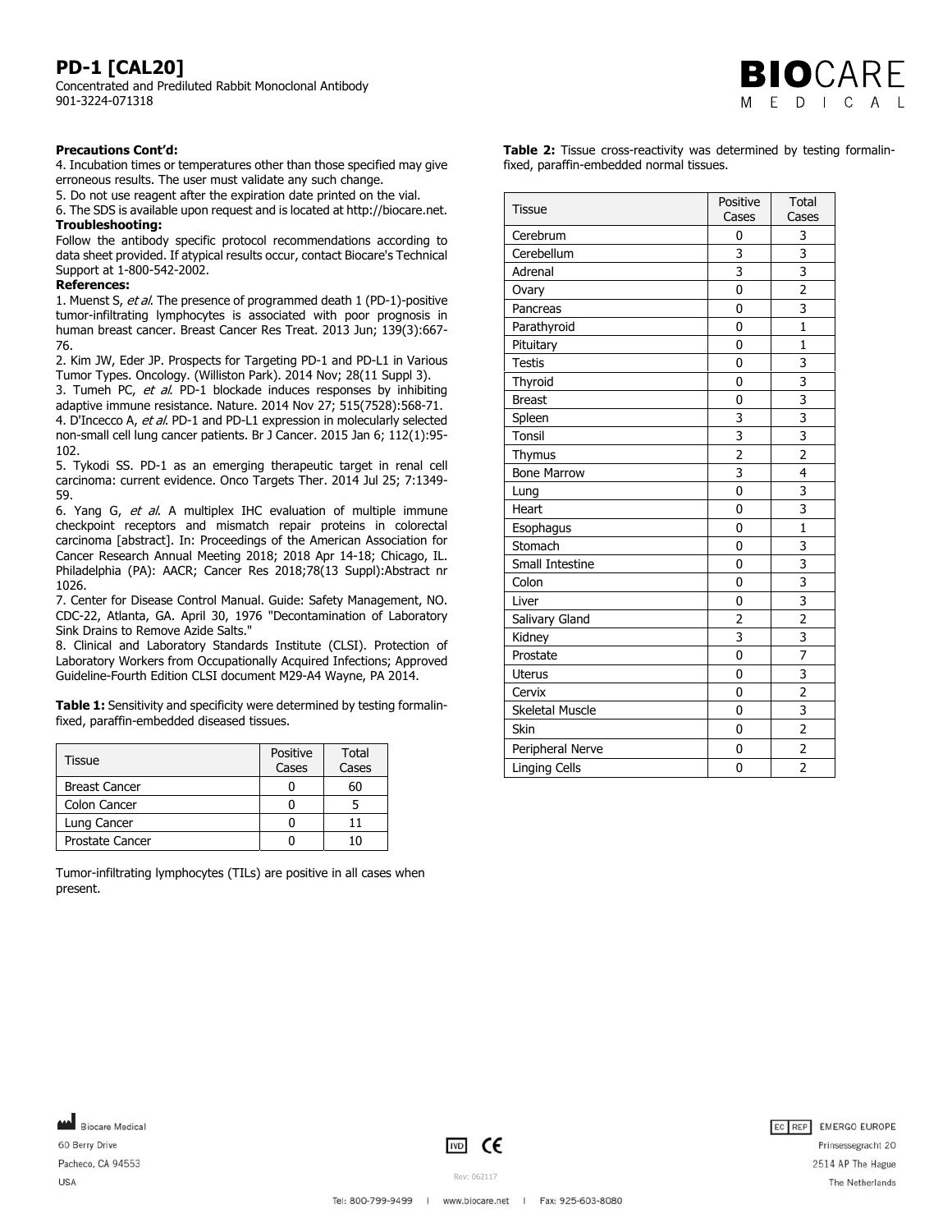### Precautions Cont'd:

4. Incubation times or temperatures other than those specified may give erroneous results. The user must validate any such change.
5. Do not use reagent after the expiration date printed on the vial.
6. The SDS is available upon request and is located at http://biocare.net.

### Troubleshooting:

Follow the antibody specific protocol recommendations according to data sheet provided. If atypical results occur, contact Biocare's Technical Support at 1-800-542-2002.

### References:

1. Muenst S, *et al*. The presence of programmed death 1 (PD-1)-positive tumor-infiltrating lymphocytes is associated with poor prognosis in human breast cancer. Breast Cancer Res Treat. 2013 Jun; 139(3):667-76.
2. Kim JW, Eder JP. Prospects for Targeting PD-1 and PD-L1 in Various Tumor Types. Oncology. (Williston Park). 2014 Nov; 28(11 Suppl 3).
3. Tumeh PC, *et al*. PD-1 blockade induces responses by inhibiting adaptive immune resistance. Nature. 2014 Nov 27; 515(7528):568-71.
4. D'Incecco A, *et al*. PD-1 and PD-L1 expression in molecularly selected non-small cell lung cancer patients. Br J Cancer. 2015 Jan 6; 112(1):95-102.
5. Tykodi SS. PD-1 as an emerging therapeutic target in renal cell carcinoma: current evidence. Onco Targets Ther. 2014 Jul 25; 7:1349-59.
6. Yang G, *et al*. A multiplex IHC evaluation of multiple immune checkpoint receptors and mismatch repair proteins in colorectal carcinoma [abstract]. In: Proceedings of the American Association for Cancer Research Annual Meeting 2018; 2018 Apr 14-18; Chicago, IL. Philadelphia (PA): AACR; Cancer Res 2018;78(13 Suppl):Abstract nr 1026.
7. Center for Disease Control Manual. Guide: Safety Management, NO. CDC-22, Atlanta, GA. April 30, 1976 "Decontamination of Laboratory Sink Drains to Remove Azide Salts."
8. Clinical and Laboratory Standards Institute (CLSI). Protection of Laboratory Workers from Occupationally Acquired Infections; Approved Guideline-Fourth Edition CLSI document M29-A4 Wayne, PA 2014.

**Table 1:** Sensitivity and specificity were determined by testing formalin-fixed, paraffin-embedded diseased tissues.

| Tissue | Positive Cases | Total Cases |
|---|---|---|
| Breast Cancer | 0 | 60 |
| Colon Cancer | 0 | 5 |
| Lung Cancer | 0 | 11 |
| Prostate Cancer | 0 | 10 |

Tumor-infiltrating lymphocytes (TILs) are positive in all cases when present.

**Table 2:** Tissue cross-reactivity was determined by testing formalin-fixed, paraffin-embedded normal tissues.

| Tissue | Positive Cases | Total Cases |
|---|---|---|
| Cerebrum | 0 | 3 |
| Cerebellum | 3 | 3 |
| Adrenal | 3 | 3 |
| Ovary | 0 | 2 |
| Pancreas | 0 | 3 |
| Parathyroid | 0 | 1 |
| Pituitary | 0 | 1 |
| Testis | 0 | 3 |
| Thyroid | 0 | 3 |
| Breast | 0 | 3 |
| Spleen | 3 | 3 |
| Tonsil | 3 | 3 |
| Thymus | 2 | 2 |
| Bone Marrow | 3 | 4 |
| Lung | 0 | 3 |
| Heart | 0 | 3 |
| Esophagus | 0 | 1 |
| Stomach | 0 | 3 |
| Small Intestine | 0 | 3 |
| Colon | 0 | 3 |
| Liver | 0 | 3 |
| Salivary Gland | 2 | 2 |
| Kidney | 3 | 3 |
| Prostate | 0 | 7 |
| Uterus | 0 | 3 |
| Cervix | 0 | 2 |
| Skeletal Muscle | 0 | 3 |
| Skin | 0 | 2 |
| Peripheral Nerve | 0 | 2 |
| Linging Cells | 0 | 2 |